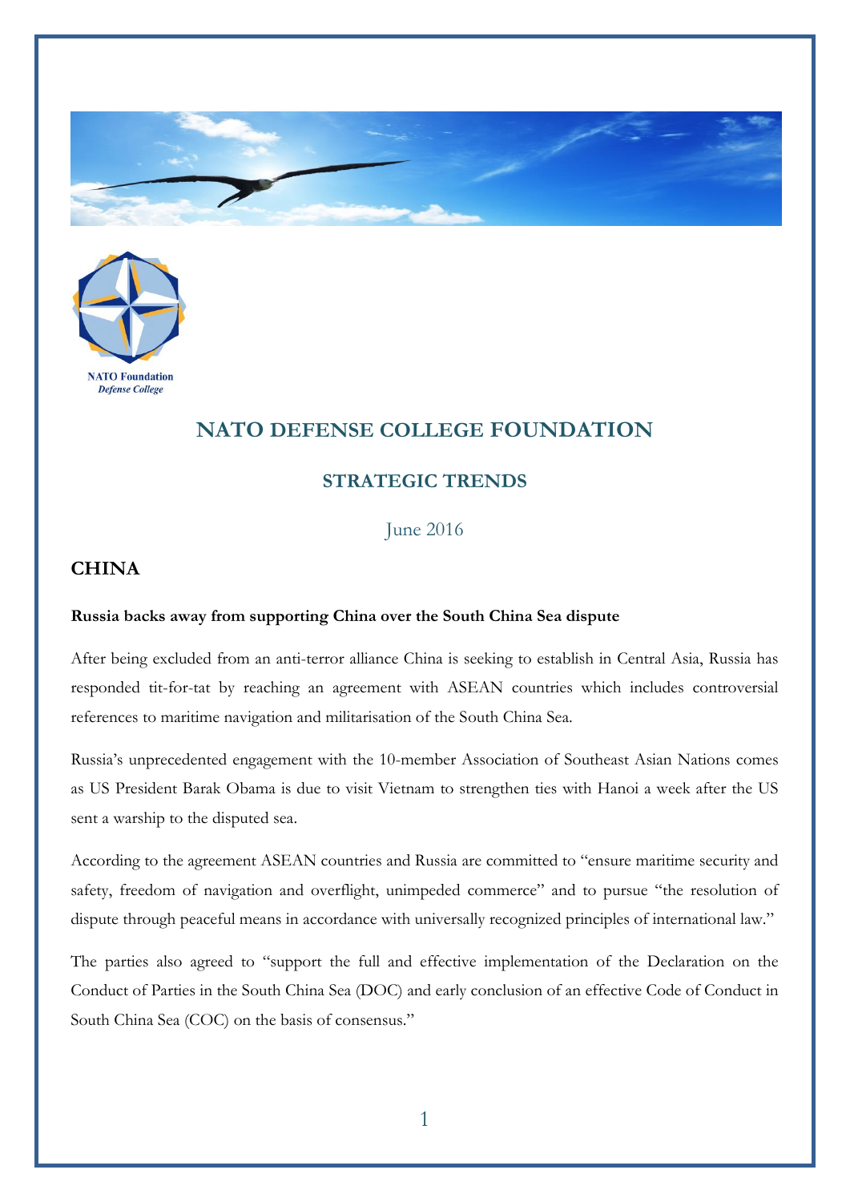NATO Foundation
*Defense College*

# NATO DEFENSE COLLEGE FOUNDATION

## STRATEGIC TRENDS

June 2016

### CHINA

**Russia backs away from supporting China over the South China Sea dispute**

After being excluded from an anti-terror alliance China is seeking to establish in Central Asia, Russia has responded tit-for-tat by reaching an agreement with ASEAN countries which includes controversial references to maritime navigation and militarisation of the South China Sea.

Russia's unprecedented engagement with the 10-member Association of Southeast Asian Nations comes as US President Barak Obama is due to visit Vietnam to strengthen ties with Hanoi a week after the US sent a warship to the disputed sea.

According to the agreement ASEAN countries and Russia are committed to "ensure maritime security and safety, freedom of navigation and overflight, unimpeded commerce" and to pursue "the resolution of dispute through peaceful means in accordance with universally recognized principles of international law."

The parties also agreed to "support the full and effective implementation of the Declaration on the Conduct of Parties in the South China Sea (DOC) and early conclusion of an effective Code of Conduct in South China Sea (COC) on the basis of consensus."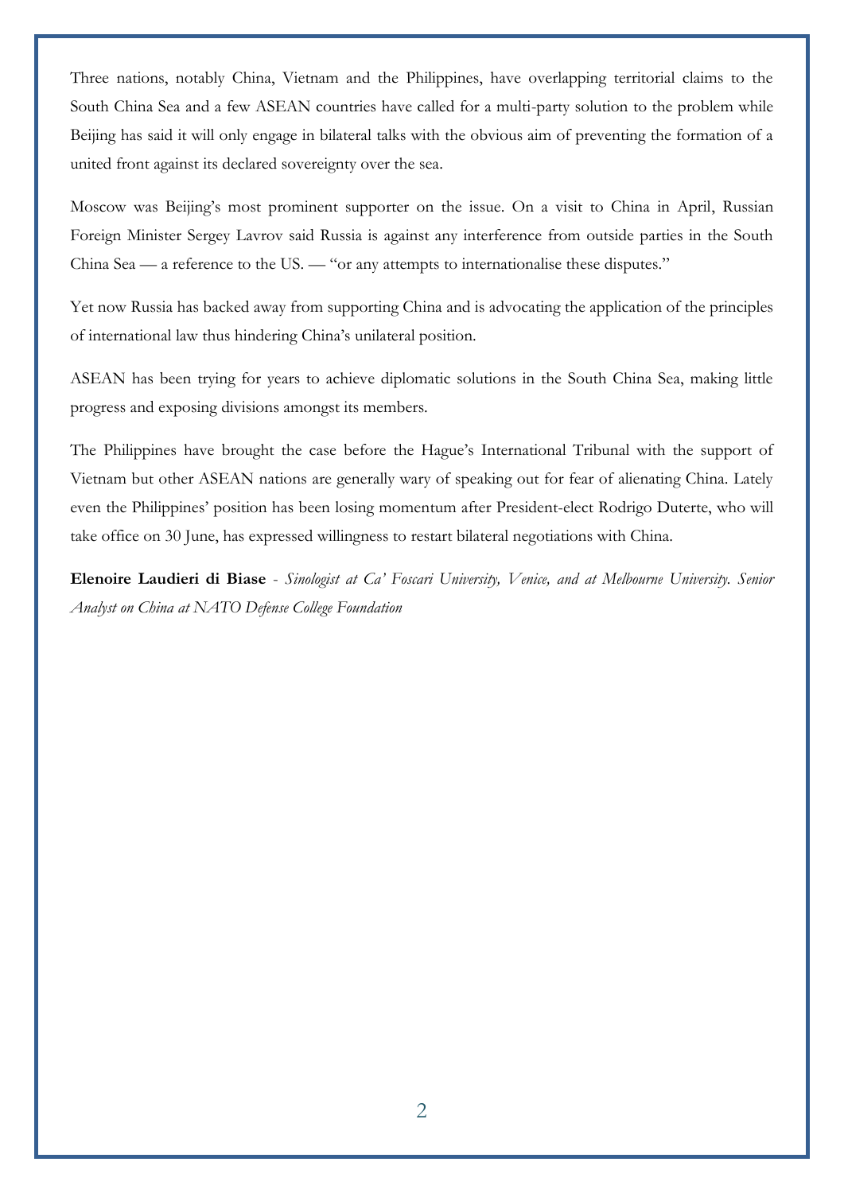Three nations, notably China, Vietnam and the Philippines, have overlapping territorial claims to the South China Sea and a few ASEAN countries have called for a multi-party solution to the problem while Beijing has said it will only engage in bilateral talks with the obvious aim of preventing the formation of a united front against its declared sovereignty over the sea.

Moscow was Beijing's most prominent supporter on the issue. On a visit to China in April, Russian Foreign Minister Sergey Lavrov said Russia is against any interference from outside parties in the South China Sea — a reference to the US. — "or any attempts to internationalise these disputes."

Yet now Russia has backed away from supporting China and is advocating the application of the principles of international law thus hindering China's unilateral position.

ASEAN has been trying for years to achieve diplomatic solutions in the South China Sea, making little progress and exposing divisions amongst its members.

The Philippines have brought the case before the Hague's International Tribunal with the support of Vietnam but other ASEAN nations are generally wary of speaking out for fear of alienating China. Lately even the Philippines' position has been losing momentum after President-elect Rodrigo Duterte, who will take office on 30 June, has expressed willingness to restart bilateral negotiations with China.

**Elenoire Laudieri di Biase** - *Sinologist at Ca' Foscari University, Venice, and at Melbourne University. Senior Analyst on China at NATO Defense College Foundation*